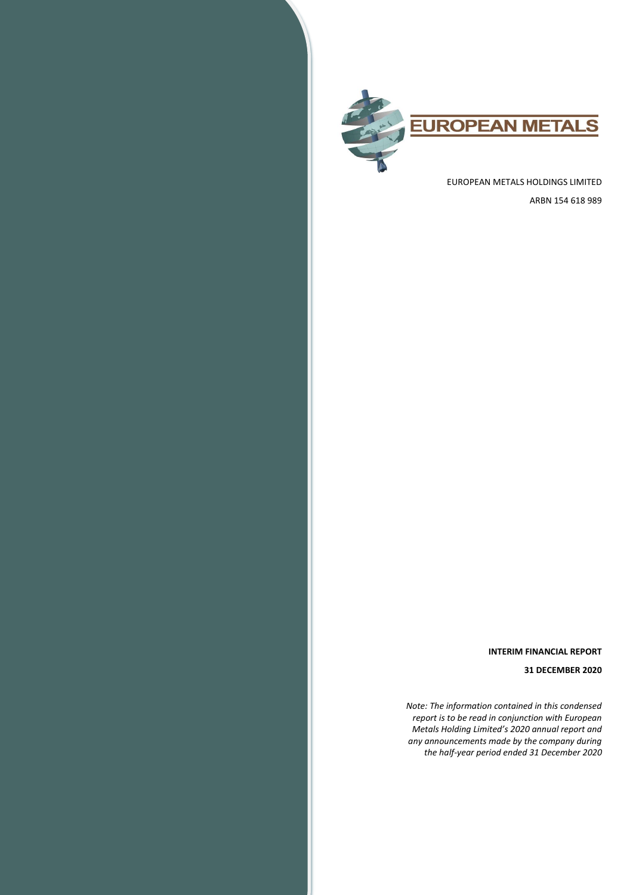EUROPEAN METALS

EUROPEAN METALS HOLDINGS LIMITED

ARBN 154 618 989

**INTERIM FINANCIAL REPORT**

**31 DECEMBER 2020**

*Note: The information contained in this condensed report is to be read in conjunction with European Metals Holding Limited's 2020 annual report and any announcements made by the company during the half-year period ended 31 December 2020*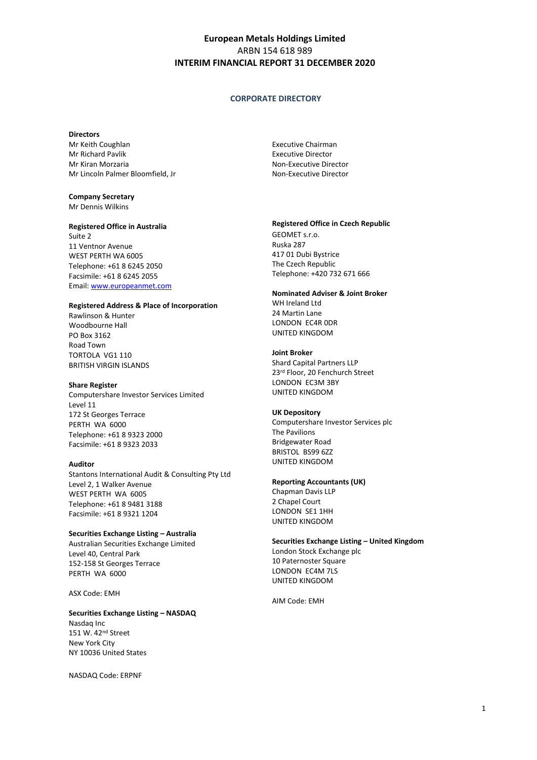# European Metals Holdings Limited

ARBN 154 618 989

**INTERIM FINANCIAL REPORT 31 DECEMBER 2020**

## CORPORATE DIRECTORY

**Directors**

| | |
|---|---|
| Mr Keith Coughlan | Executive Chairman |
| Mr Richard Pavlik | Executive Director |
| Mr Kiran Morzaria | Non-Executive Director |
| Mr Lincoln Palmer Bloomfield, Jr | Non-Executive Director |

**Company Secretary**
Mr Dennis Wilkins

**Registered Office in Australia**
Suite 2
11 Ventnor Avenue
WEST PERTH WA 6005
Telephone: +61 8 6245 2050
Facsimile: +61 8 6245 2055
Email: www.europeanmet.com

**Registered Address & Place of Incorporation**
Rawlinson & Hunter
Woodbourne Hall
PO Box 3162
Road Town
TORTOLA VG1 110
BRITISH VIRGIN ISLANDS

**Share Register**
Computershare Investor Services Limited
Level 11
172 St Georges Terrace
PERTH WA 6000
Telephone: +61 8 9323 2000
Facsimile: +61 8 9323 2033

**Auditor**
Stantons International Audit & Consulting Pty Ltd
Level 2, 1 Walker Avenue
WEST PERTH WA 6005
Telephone: +61 8 9481 3188
Facsimile: +61 8 9321 1204

**Securities Exchange Listing – Australia**
Australian Securities Exchange Limited
Level 40, Central Park
152-158 St Georges Terrace
PERTH WA 6000

ASX Code: EMH

**Securities Exchange Listing – NASDAQ**
Nasdaq Inc
151 W. 42nd Street
New York City
NY 10036 United States

NASDAQ Code: ERPNF

**Registered Office in Czech Republic**
GEOMET s.r.o.
Ruska 287
417 01 Dubi Bystrice
The Czech Republic
Telephone: +420 732 671 666

**Nominated Adviser & Joint Broker**
WH Ireland Ltd
24 Martin Lane
LONDON EC4R 0DR
UNITED KINGDOM

**Joint Broker**
Shard Capital Partners LLP
23rd Floor, 20 Fenchurch Street
LONDON EC3M 3BY
UNITED KINGDOM

**UK Depository**
Computershare Investor Services plc
The Pavilions
Bridgewater Road
BRISTOL BS99 6ZZ
UNITED KINGDOM

**Reporting Accountants (UK)**
Chapman Davis LLP
2 Chapel Court
LONDON SE1 1HH
UNITED KINGDOM

**Securities Exchange Listing – United Kingdom**
London Stock Exchange plc
10 Paternoster Square
LONDON EC4M 7LS
UNITED KINGDOM

AIM Code: EMH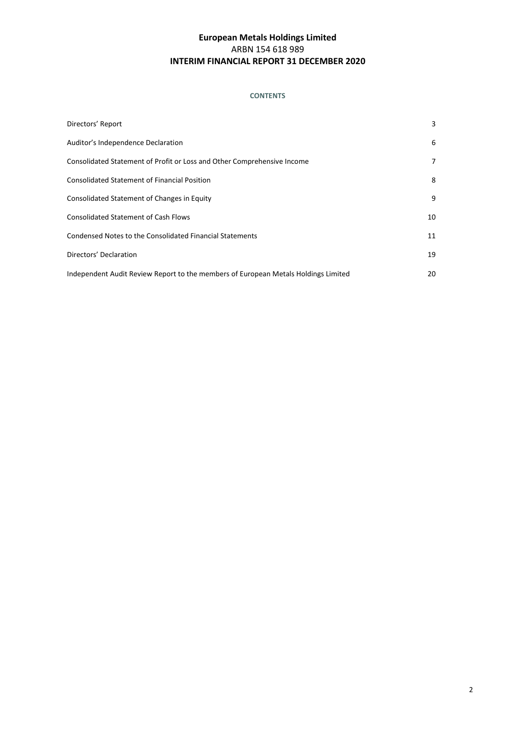# European Metals Holdings Limited

ARBN 154 618 989

**INTERIM FINANCIAL REPORT 31 DECEMBER 2020**

**CONTENTS**

| | |
|---|---|
| Directors' Report | 3 |
| Auditor's Independence Declaration | 6 |
| Consolidated Statement of Profit or Loss and Other Comprehensive Income | 7 |
| Consolidated Statement of Financial Position | 8 |
| Consolidated Statement of Changes in Equity | 9 |
| Consolidated Statement of Cash Flows | 10 |
| Condensed Notes to the Consolidated Financial Statements | 11 |
| Directors' Declaration | 19 |
| Independent Audit Review Report to the members of European Metals Holdings Limited | 20 |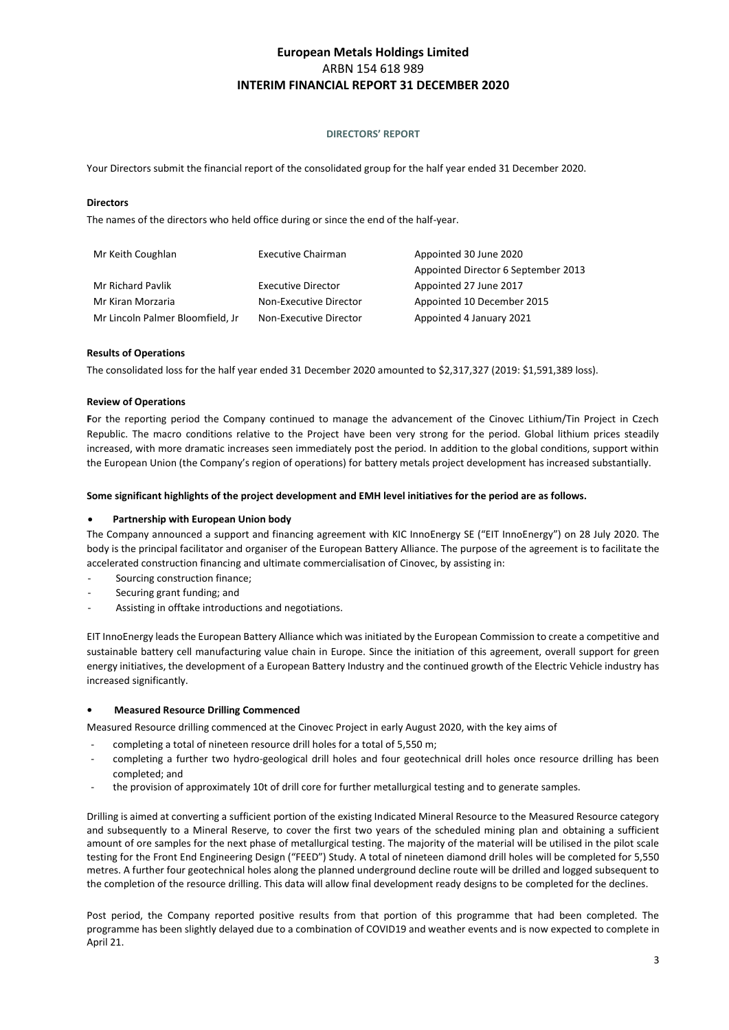# European Metals Holdings Limited

ARBN 154 618 989

**INTERIM FINANCIAL REPORT 31 DECEMBER 2020**

## DIRECTORS' REPORT

Your Directors submit the financial report of the consolidated group for the half year ended 31 December 2020.

### Directors

The names of the directors who held office during or since the end of the half-year.

| | | |
|---|---|---|
| Mr Keith Coughlan | Executive Chairman | Appointed 30 June 2020<br>Appointed Director 6 September 2013 |
| Mr Richard Pavlik | Executive Director | Appointed 27 June 2017 |
| Mr Kiran Morzaria | Non-Executive Director | Appointed 10 December 2015 |
| Mr Lincoln Palmer Bloomfield, Jr | Non-Executive Director | Appointed 4 January 2021 |

### Results of Operations

The consolidated loss for the half year ended 31 December 2020 amounted to $2,317,327 (2019: $1,591,389 loss).

### Review of Operations

**F**or the reporting period the Company continued to manage the advancement of the Cinovec Lithium/Tin Project in Czech Republic. The macro conditions relative to the Project have been very strong for the period. Global lithium prices steadily increased, with more dramatic increases seen immediately post the period. In addition to the global conditions, support within the European Union (the Company's region of operations) for battery metals project development has increased substantially.

**Some significant highlights of the project development and EMH level initiatives for the period are as follows.**

- **Partnership with European Union body**

The Company announced a support and financing agreement with KIC InnoEnergy SE ("EIT InnoEnergy") on 28 July 2020. The body is the principal facilitator and organiser of the European Battery Alliance. The purpose of the agreement is to facilitate the accelerated construction financing and ultimate commercialisation of Cinovec, by assisting in:

- Sourcing construction finance;
- Securing grant funding; and
- Assisting in offtake introductions and negotiations.

EIT InnoEnergy leads the European Battery Alliance which was initiated by the European Commission to create a competitive and sustainable battery cell manufacturing value chain in Europe. Since the initiation of this agreement, overall support for green energy initiatives, the development of a European Battery Industry and the continued growth of the Electric Vehicle industry has increased significantly.

- **Measured Resource Drilling Commenced**

Measured Resource drilling commenced at the Cinovec Project in early August 2020, with the key aims of

- completing a total of nineteen resource drill holes for a total of 5,550 m;
- completing a further two hydro-geological drill holes and four geotechnical drill holes once resource drilling has been completed; and
- the provision of approximately 10t of drill core for further metallurgical testing and to generate samples.

Drilling is aimed at converting a sufficient portion of the existing Indicated Mineral Resource to the Measured Resource category and subsequently to a Mineral Reserve, to cover the first two years of the scheduled mining plan and obtaining a sufficient amount of ore samples for the next phase of metallurgical testing. The majority of the material will be utilised in the pilot scale testing for the Front End Engineering Design ("FEED") Study. A total of nineteen diamond drill holes will be completed for 5,550 metres. A further four geotechnical holes along the planned underground decline route will be drilled and logged subsequent to the completion of the resource drilling. This data will allow final development ready designs to be completed for the declines.

Post period, the Company reported positive results from that portion of this programme that had been completed. The programme has been slightly delayed due to a combination of COVID19 and weather events and is now expected to complete in April 21.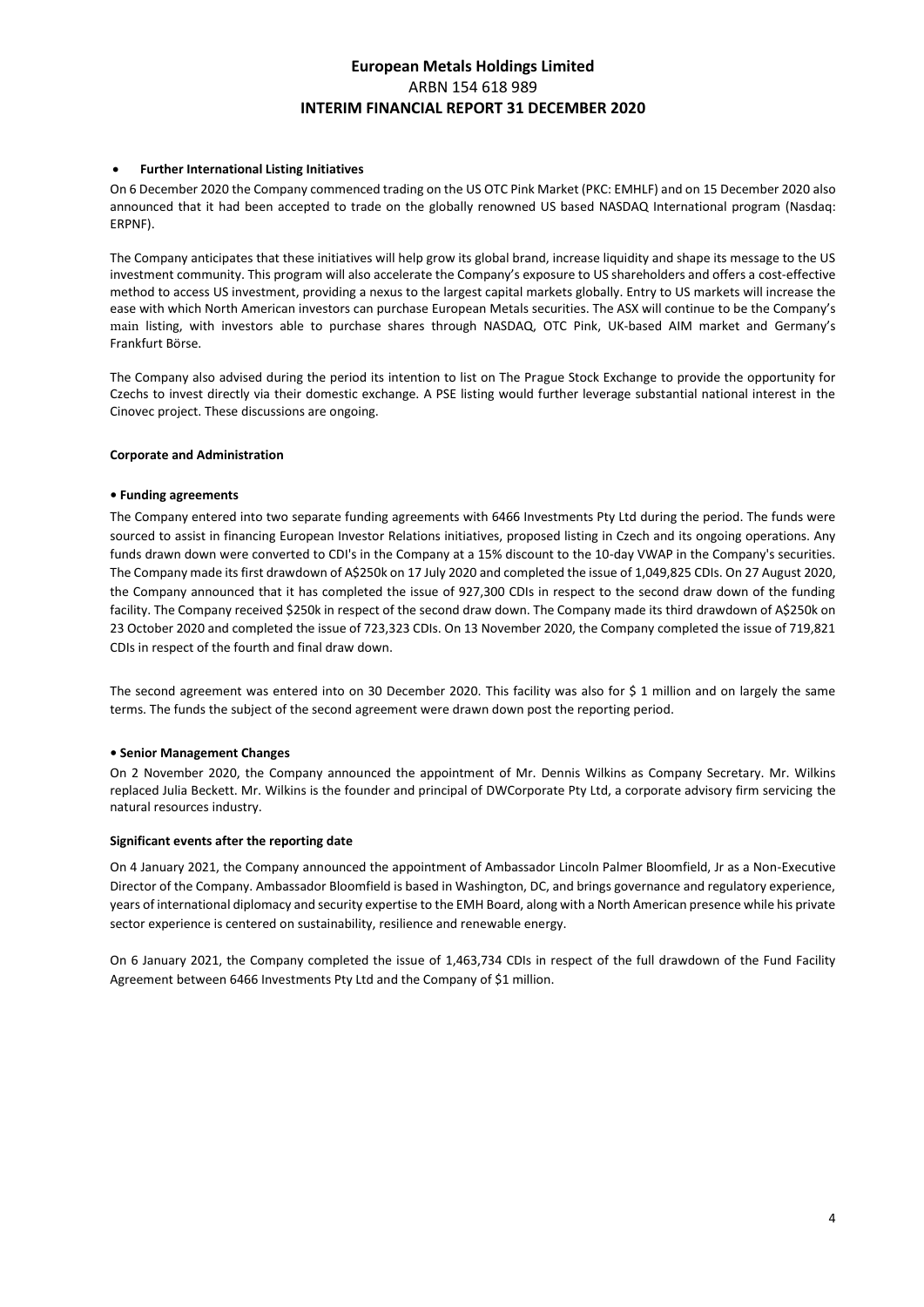- **Further International Listing Initiatives**

On 6 December 2020 the Company commenced trading on the US OTC Pink Market (PKC: EMHLF) and on 15 December 2020 also announced that it had been accepted to trade on the globally renowned US based NASDAQ International program (Nasdaq: ERPNF).

The Company anticipates that these initiatives will help grow its global brand, increase liquidity and shape its message to the US investment community. This program will also accelerate the Company's exposure to US shareholders and offers a cost-effective method to access US investment, providing a nexus to the largest capital markets globally. Entry to US markets will increase the ease with which North American investors can purchase European Metals securities. The ASX will continue to be the Company's main listing, with investors able to purchase shares through NASDAQ, OTC Pink, UK-based AIM market and Germany's Frankfurt Börse.

The Company also advised during the period its intention to list on The Prague Stock Exchange to provide the opportunity for Czechs to invest directly via their domestic exchange. A PSE listing would further leverage substantial national interest in the Cinovec project. These discussions are ongoing.

**Corporate and Administration**

**• Funding agreements**

The Company entered into two separate funding agreements with 6466 Investments Pty Ltd during the period. The funds were sourced to assist in financing European Investor Relations initiatives, proposed listing in Czech and its ongoing operations. Any funds drawn down were converted to CDI's in the Company at a 15% discount to the 10-day VWAP in the Company's securities. The Company made its first drawdown of A$250k on 17 July 2020 and completed the issue of 1,049,825 CDIs. On 27 August 2020, the Company announced that it has completed the issue of 927,300 CDIs in respect to the second draw down of the funding facility. The Company received $250k in respect of the second draw down. The Company made its third drawdown of A$250k on 23 October 2020 and completed the issue of 723,323 CDIs. On 13 November 2020, the Company completed the issue of 719,821 CDIs in respect of the fourth and final draw down.

The second agreement was entered into on 30 December 2020. This facility was also for $ 1 million and on largely the same terms. The funds the subject of the second agreement were drawn down post the reporting period.

**• Senior Management Changes**

On 2 November 2020, the Company announced the appointment of Mr. Dennis Wilkins as Company Secretary. Mr. Wilkins replaced Julia Beckett. Mr. Wilkins is the founder and principal of DWCorporate Pty Ltd, a corporate advisory firm servicing the natural resources industry.

**Significant events after the reporting date**

On 4 January 2021, the Company announced the appointment of Ambassador Lincoln Palmer Bloomfield, Jr as a Non-Executive Director of the Company. Ambassador Bloomfield is based in Washington, DC, and brings governance and regulatory experience, years of international diplomacy and security expertise to the EMH Board, along with a North American presence while his private sector experience is centered on sustainability, resilience and renewable energy.

On 6 January 2021, the Company completed the issue of 1,463,734 CDIs in respect of the full drawdown of the Fund Facility Agreement between 6466 Investments Pty Ltd and the Company of $1 million.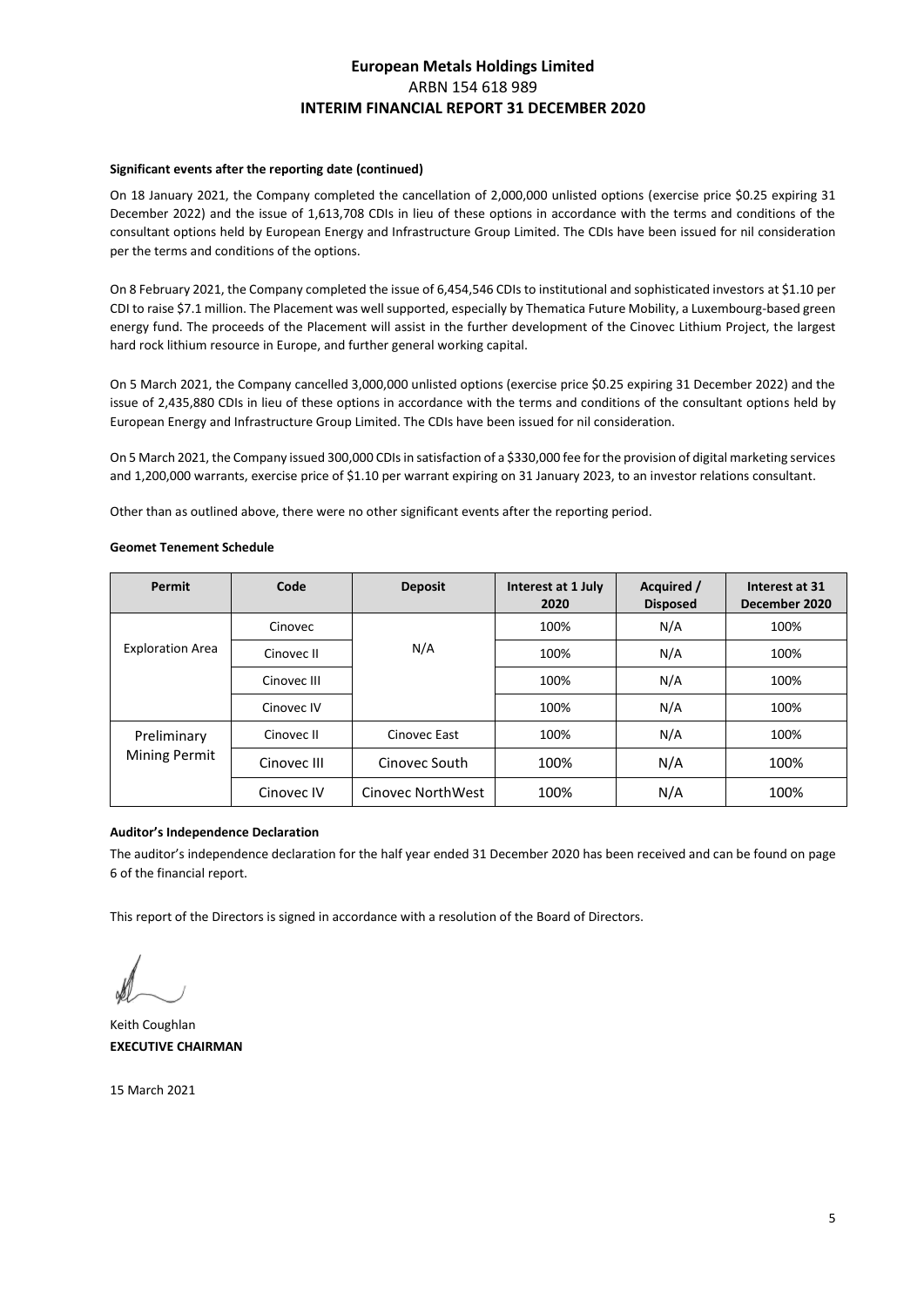**Significant events after the reporting date (continued)**

On 18 January 2021, the Company completed the cancellation of 2,000,000 unlisted options (exercise price $0.25 expiring 31 December 2022) and the issue of 1,613,708 CDIs in lieu of these options in accordance with the terms and conditions of the consultant options held by European Energy and Infrastructure Group Limited. The CDIs have been issued for nil consideration per the terms and conditions of the options.

On 8 February 2021, the Company completed the issue of 6,454,546 CDIs to institutional and sophisticated investors at $1.10 per CDI to raise $7.1 million. The Placement was well supported, especially by Thematica Future Mobility, a Luxembourg-based green energy fund. The proceeds of the Placement will assist in the further development of the Cinovec Lithium Project, the largest hard rock lithium resource in Europe, and further general working capital.

On 5 March 2021, the Company cancelled 3,000,000 unlisted options (exercise price $0.25 expiring 31 December 2022) and the issue of 2,435,880 CDIs in lieu of these options in accordance with the terms and conditions of the consultant options held by European Energy and Infrastructure Group Limited. The CDIs have been issued for nil consideration.

On 5 March 2021, the Company issued 300,000 CDIs in satisfaction of a $330,000 fee for the provision of digital marketing services and 1,200,000 warrants, exercise price of $1.10 per warrant expiring on 31 January 2023, to an investor relations consultant.

Other than as outlined above, there were no other significant events after the reporting period.

**Geomet Tenement Schedule**

| Permit | Code | Deposit | Interest at 1 July 2020 | Acquired / Disposed | Interest at 31 December 2020 |
|---|---|---|---|---|---|
| Exploration Area | Cinovec | N/A | 100% | N/A | 100% |
| | Cinovec II | | 100% | N/A | 100% |
| | Cinovec III | | 100% | N/A | 100% |
| | Cinovec IV | | 100% | N/A | 100% |
| Preliminary Mining Permit | Cinovec II | Cinovec East | 100% | N/A | 100% |
| | Cinovec III | Cinovec South | 100% | N/A | 100% |
| | Cinovec IV | Cinovec NorthWest | 100% | N/A | 100% |

**Auditor's Independence Declaration**

The auditor's independence declaration for the half year ended 31 December 2020 has been received and can be found on page 6 of the financial report.

This report of the Directors is signed in accordance with a resolution of the Board of Directors.

Keith Coughlan
**EXECUTIVE CHAIRMAN**

15 March 2021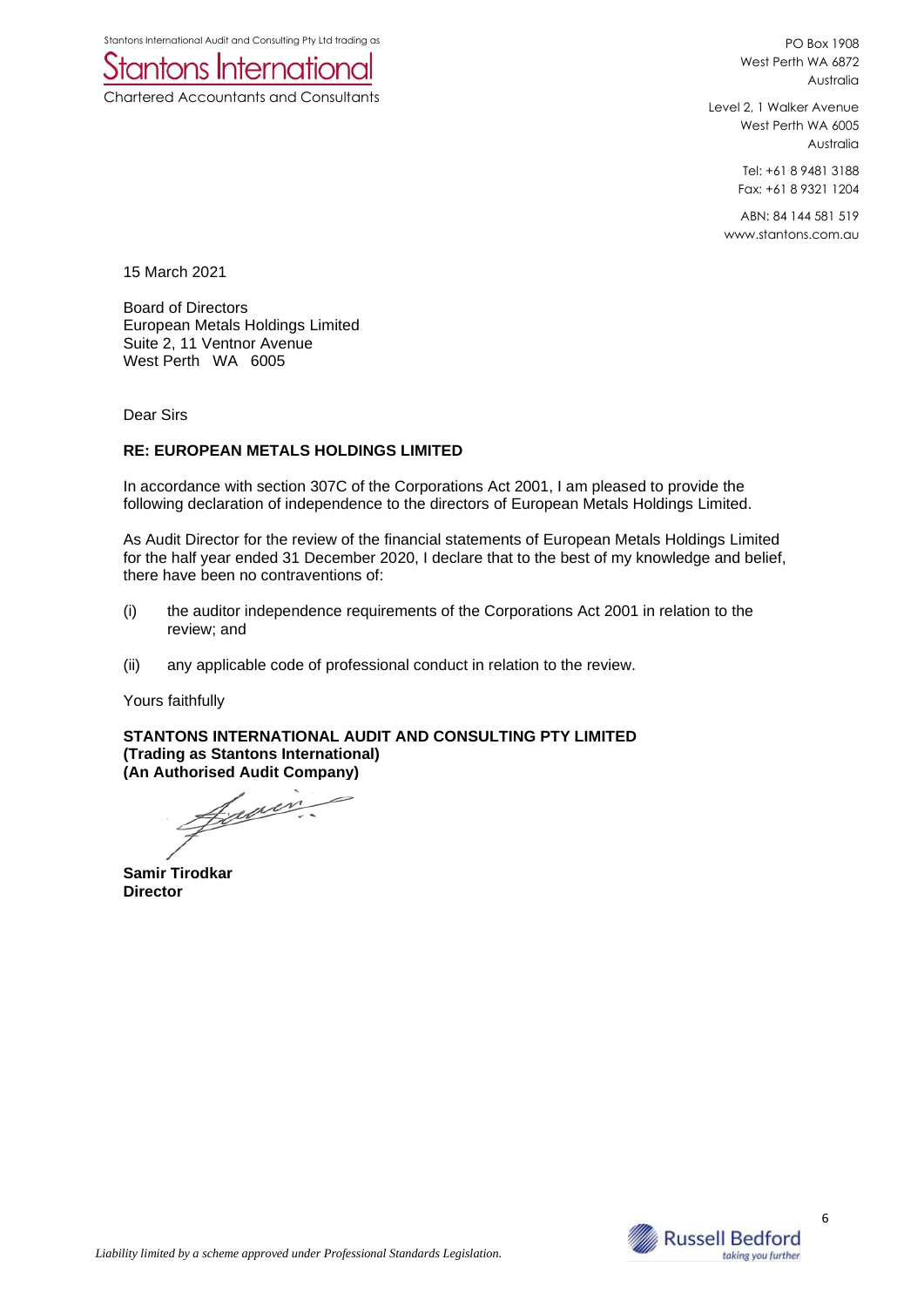Stantons International Audit and Consulting Pty Ltd trading as

Stantons International

Chartered Accountants and Consultants

PO Box 1908
West Perth WA 6872
Australia

Level 2, 1 Walker Avenue
West Perth WA 6005
Australia

Tel: +61 8 9481 3188
Fax: +61 8 9321 1204

ABN: 84 144 581 519
www.stantons.com.au

15 March 2021

Board of Directors
European Metals Holdings Limited
Suite 2, 11 Ventnor Avenue
West Perth WA 6005

Dear Sirs

**RE: EUROPEAN METALS HOLDINGS LIMITED**

In accordance with section 307C of the Corporations Act 2001, I am pleased to provide the following declaration of independence to the directors of European Metals Holdings Limited.

As Audit Director for the review of the financial statements of European Metals Holdings Limited for the half year ended 31 December 2020, I declare that to the best of my knowledge and belief, there have been no contraventions of:

(i) the auditor independence requirements of the Corporations Act 2001 in relation to the review; and

(ii) any applicable code of professional conduct in relation to the review.

Yours faithfully

**STANTONS INTERNATIONAL AUDIT AND CONSULTING PTY LIMITED**
**(Trading as Stantons International)**
**(An Authorised Audit Company)**

**Samir Tirodkar**
**Director**

*Liability limited by a scheme approved under Professional Standards Legislation.*

Russell Bedford
taking you further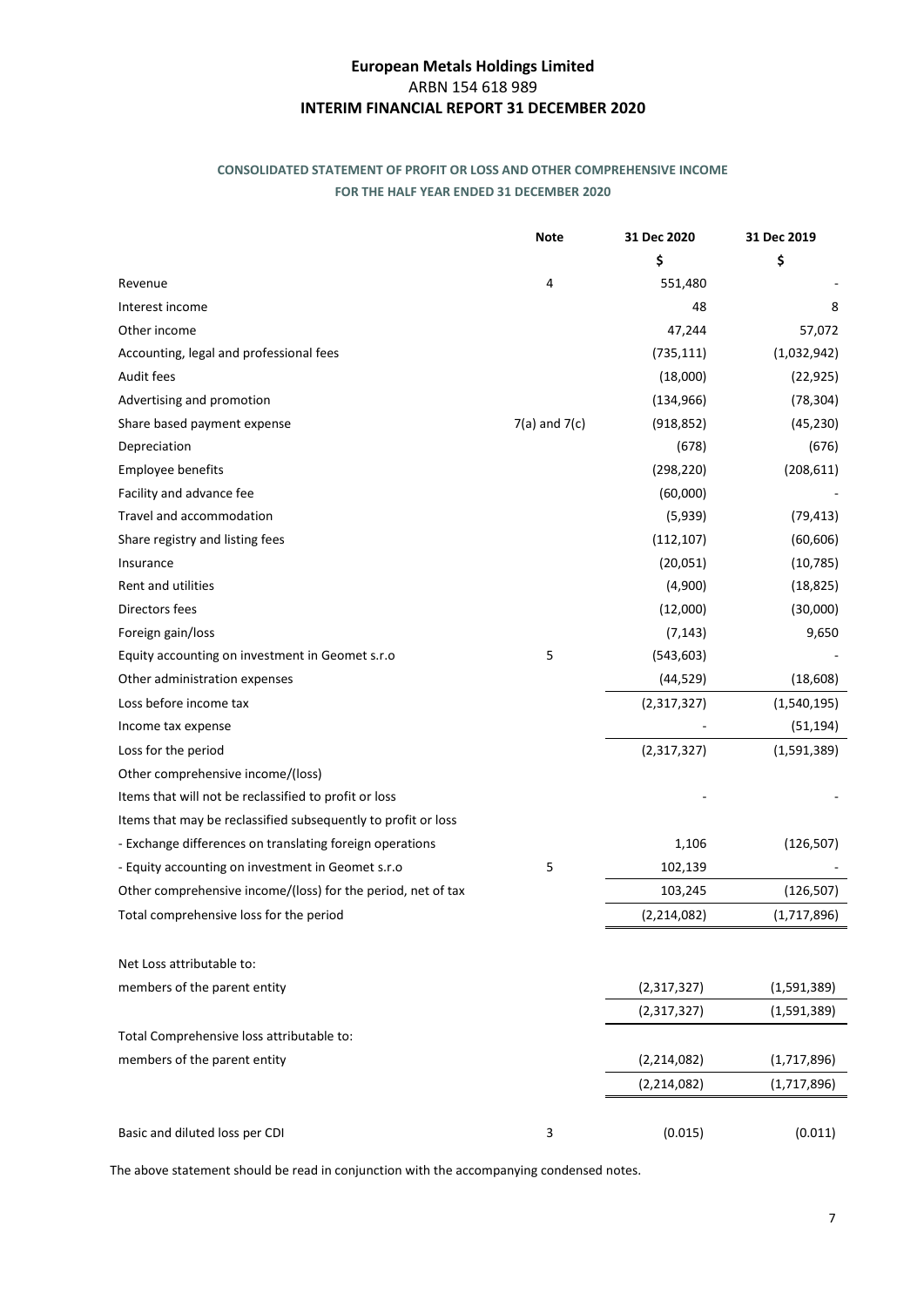# European Metals Holdings Limited

ARBN 154 618 989

**INTERIM FINANCIAL REPORT 31 DECEMBER 2020**

## CONSOLIDATED STATEMENT OF PROFIT OR LOSS AND OTHER COMPREHENSIVE INCOME

### FOR THE HALF YEAR ENDED 31 DECEMBER 2020

| | Note | 31 Dec 2020 | 31 Dec 2019 |
|---|---|---|---|
| | | $ | $ |
| Revenue | 4 | 551,480 | - |
| Interest income | | 48 | 8 |
| Other income | | 47,244 | 57,072 |
| Accounting, legal and professional fees | | (735,111) | (1,032,942) |
| Audit fees | | (18,000) | (22,925) |
| Advertising and promotion | | (134,966) | (78,304) |
| Share based payment expense | 7(a) and 7(c) | (918,852) | (45,230) |
| Depreciation | | (678) | (676) |
| Employee benefits | | (298,220) | (208,611) |
| Facility and advance fee | | (60,000) | - |
| Travel and accommodation | | (5,939) | (79,413) |
| Share registry and listing fees | | (112,107) | (60,606) |
| Insurance | | (20,051) | (10,785) |
| Rent and utilities | | (4,900) | (18,825) |
| Directors fees | | (12,000) | (30,000) |
| Foreign gain/loss | | (7,143) | 9,650 |
| Equity accounting on investment in Geomet s.r.o | 5 | (543,603) | - |
| Other administration expenses | | (44,529) | (18,608) |
| Loss before income tax | | (2,317,327) | (1,540,195) |
| Income tax expense | | - | (51,194) |
| Loss for the period | | (2,317,327) | (1,591,389) |
| Other comprehensive income/(loss) | | | |
| Items that will not be reclassified to profit or loss | | - | - |
| Items that may be reclassified subsequently to profit or loss | | | |
| - Exchange differences on translating foreign operations | | 1,106 | (126,507) |
| - Equity accounting on investment in Geomet s.r.o | 5 | 102,139 | - |
| Other comprehensive income/(loss) for the period, net of tax | | 103,245 | (126,507) |
| Total comprehensive loss for the period | | (2,214,082) | (1,717,896) |
| | | | |
| Net Loss attributable to: | | | |
| members of the parent entity | | (2,317,327) | (1,591,389) |
| | | (2,317,327) | (1,591,389) |
| Total Comprehensive loss attributable to: | | | |
| members of the parent entity | | (2,214,082) | (1,717,896) |
| | | (2,214,082) | (1,717,896) |
| | | | |
| Basic and diluted loss per CDI | 3 | (0.015) | (0.011) |

The above statement should be read in conjunction with the accompanying condensed notes.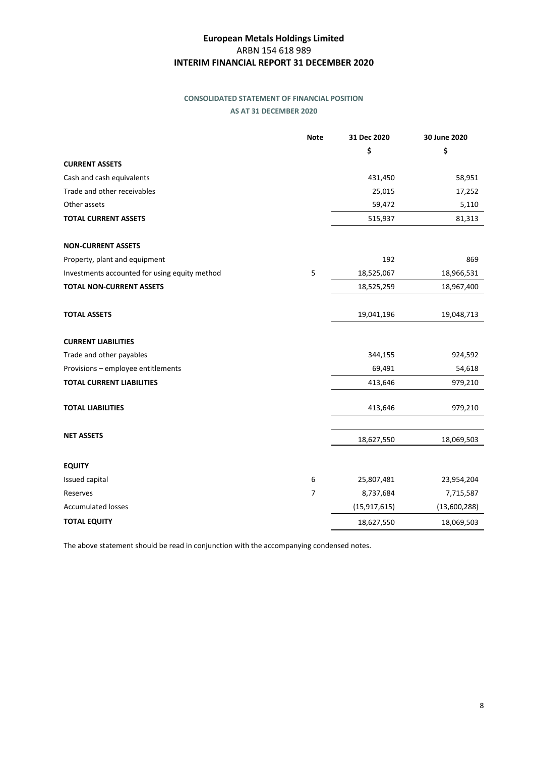# European Metals Holdings Limited
ARBN 154 618 989
**INTERIM FINANCIAL REPORT 31 DECEMBER 2020**

## CONSOLIDATED STATEMENT OF FINANCIAL POSITION
### AS AT 31 DECEMBER 2020

| | Note | 31 Dec 2020 | 30 June 2020 |
|---|---|---|---|
| | | $ | $ |
| **CURRENT ASSETS** | | | |
| Cash and cash equivalents | | 431,450 | 58,951 |
| Trade and other receivables | | 25,015 | 17,252 |
| Other assets | | 59,472 | 5,110 |
| **TOTAL CURRENT ASSETS** | | 515,937 | 81,313 |
| | | | |
| **NON-CURRENT ASSETS** | | | |
| Property, plant and equipment | | 192 | 869 |
| Investments accounted for using equity method | 5 | 18,525,067 | 18,966,531 |
| **TOTAL NON-CURRENT ASSETS** | | 18,525,259 | 18,967,400 |
| | | | |
| **TOTAL ASSETS** | | 19,041,196 | 19,048,713 |
| | | | |
| **CURRENT LIABILITIES** | | | |
| Trade and other payables | | 344,155 | 924,592 |
| Provisions – employee entitlements | | 69,491 | 54,618 |
| **TOTAL CURRENT LIABILITIES** | | 413,646 | 979,210 |
| | | | |
| **TOTAL LIABILITIES** | | 413,646 | 979,210 |
| | | | |
| **NET ASSETS** | | 18,627,550 | 18,069,503 |
| | | | |
| **EQUITY** | | | |
| Issued capital | 6 | 25,807,481 | 23,954,204 |
| Reserves | 7 | 8,737,684 | 7,715,587 |
| Accumulated losses | | (15,917,615) | (13,600,288) |
| **TOTAL EQUITY** | | 18,627,550 | 18,069,503 |

The above statement should be read in conjunction with the accompanying condensed notes.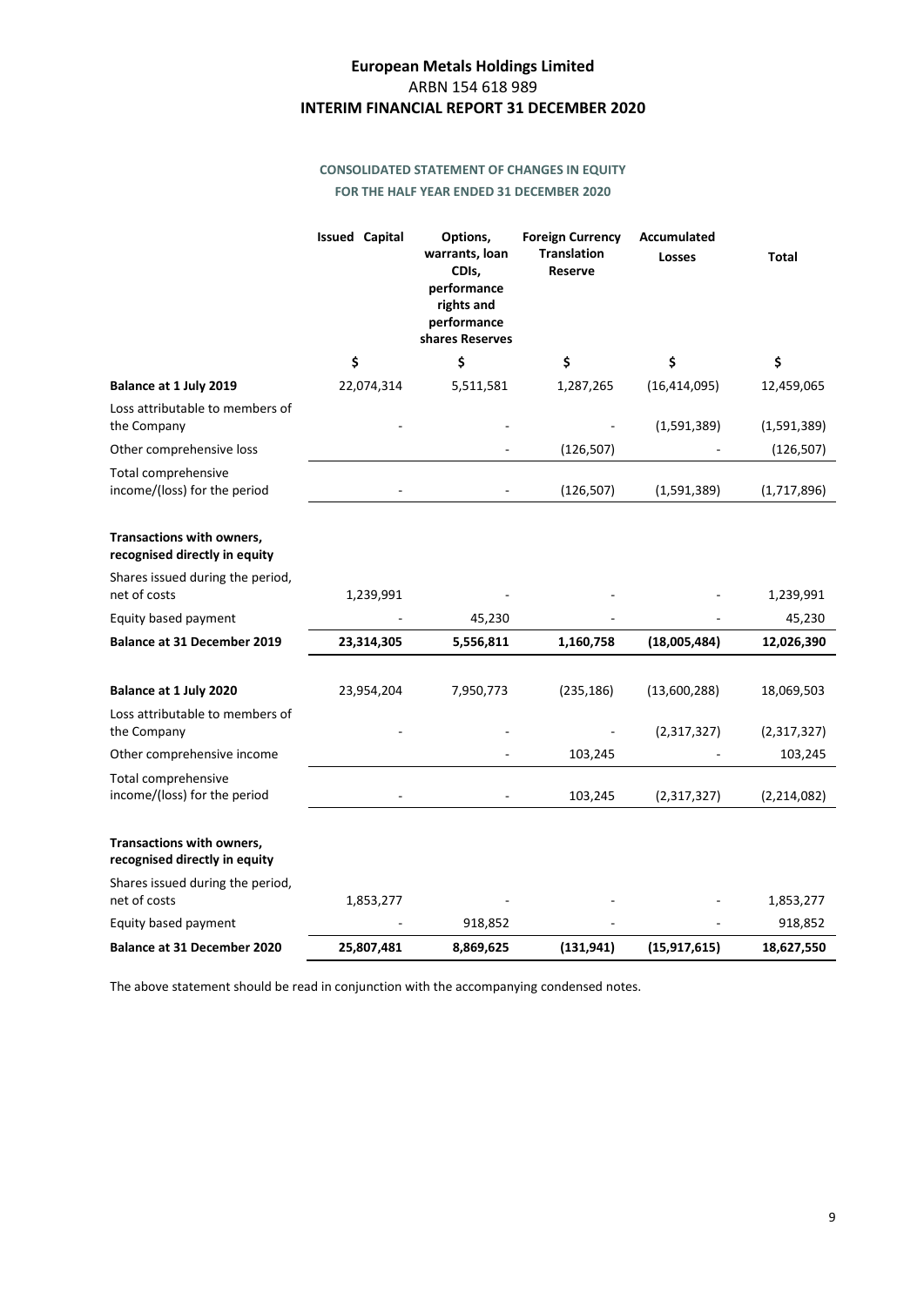# European Metals Holdings Limited

ARBN 154 618 989

**INTERIM FINANCIAL REPORT 31 DECEMBER 2020**

## CONSOLIDATED STATEMENT OF CHANGES IN EQUITY
## FOR THE HALF YEAR ENDED 31 DECEMBER 2020

| | Issued Capital | Options, warrants, loan CDIs, performance rights and performance shares Reserves | Foreign Currency Translation Reserve | Accumulated Losses | Total |
|---|---|---|---|---|---|
| | $ | $ | $ | $ | $ |
| **Balance at 1 July 2019** | 22,074,314 | 5,511,581 | 1,287,265 | (16,414,095) | 12,459,065 |
| Loss attributable to members of the Company | - | - | - | (1,591,389) | (1,591,389) |
| Other comprehensive loss | | - | (126,507) | - | (126,507) |
| Total comprehensive income/(loss) for the period | - | - | (126,507) | (1,591,389) | (1,717,896) |
| **Transactions with owners, recognised directly in equity** | | | | | |
| Shares issued during the period, net of costs | 1,239,991 | - | - | - | 1,239,991 |
| Equity based payment | - | 45,230 | - | - | 45,230 |
| **Balance at 31 December 2019** | **23,314,305** | **5,556,811** | **1,160,758** | **(18,005,484)** | **12,026,390** |
| | | | | | |
| **Balance at 1 July 2020** | 23,954,204 | 7,950,773 | (235,186) | (13,600,288) | 18,069,503 |
| Loss attributable to members of the Company | - | - | - | (2,317,327) | (2,317,327) |
| Other comprehensive income | | - | 103,245 | - | 103,245 |
| Total comprehensive income/(loss) for the period | - | - | 103,245 | (2,317,327) | (2,214,082) |
| **Transactions with owners, recognised directly in equity** | | | | | |
| Shares issued during the period, net of costs | 1,853,277 | - | - | - | 1,853,277 |
| Equity based payment | - | 918,852 | - | - | 918,852 |
| **Balance at 31 December 2020** | **25,807,481** | **8,869,625** | **(131,941)** | **(15,917,615)** | **18,627,550** |

The above statement should be read in conjunction with the accompanying condensed notes.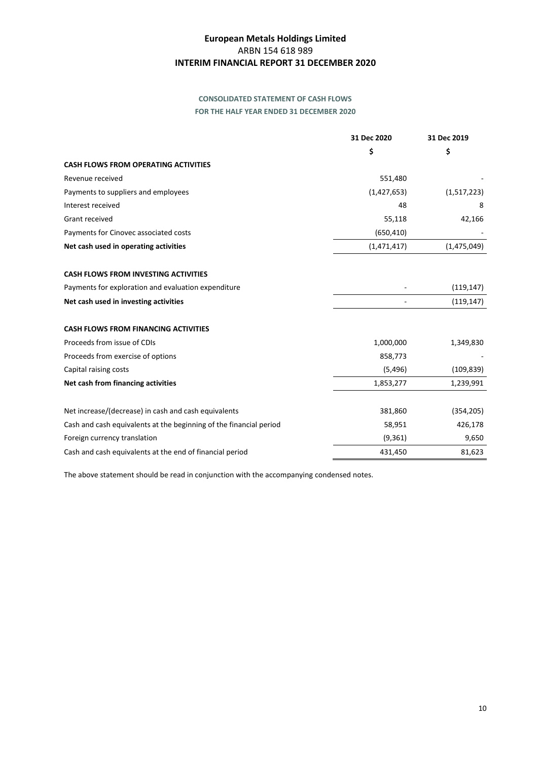# European Metals Holdings Limited

ARBN 154 618 989

**INTERIM FINANCIAL REPORT 31 DECEMBER 2020**

## CONSOLIDATED STATEMENT OF CASH FLOWS

### FOR THE HALF YEAR ENDED 31 DECEMBER 2020

| | 31 Dec 2020 | 31 Dec 2019 |
|---|---|---|
| | $ | $ |
| **CASH FLOWS FROM OPERATING ACTIVITIES** | | |
| Revenue received | 551,480 | - |
| Payments to suppliers and employees | (1,427,653) | (1,517,223) |
| Interest received | 48 | 8 |
| Grant received | 55,118 | 42,166 |
| Payments for Cinovec associated costs | (650,410) | - |
| **Net cash used in operating activities** | (1,471,417) | (1,475,049) |
| | | |
| **CASH FLOWS FROM INVESTING ACTIVITIES** | | |
| Payments for exploration and evaluation expenditure | - | (119,147) |
| **Net cash used in investing activities** | - | (119,147) |
| | | |
| **CASH FLOWS FROM FINANCING ACTIVITIES** | | |
| Proceeds from issue of CDIs | 1,000,000 | 1,349,830 |
| Proceeds from exercise of options | 858,773 | - |
| Capital raising costs | (5,496) | (109,839) |
| **Net cash from financing activities** | 1,853,277 | 1,239,991 |
| | | |
| Net increase/(decrease) in cash and cash equivalents | 381,860 | (354,205) |
| Cash and cash equivalents at the beginning of the financial period | 58,951 | 426,178 |
| Foreign currency translation | (9,361) | 9,650 |
| Cash and cash equivalents at the end of financial period | 431,450 | 81,623 |

The above statement should be read in conjunction with the accompanying condensed notes.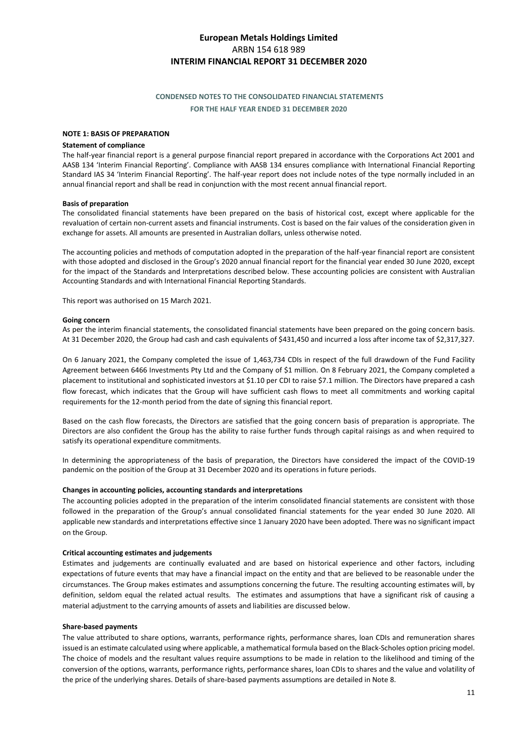# European Metals Holdings Limited
ARBN 154 618 989
**INTERIM FINANCIAL REPORT 31 DECEMBER 2020**

## CONDENSED NOTES TO THE CONSOLIDATED FINANCIAL STATEMENTS
**FOR THE HALF YEAR ENDED 31 DECEMBER 2020**

### NOTE 1: BASIS OF PREPARATION

**Statement of compliance**

The half-year financial report is a general purpose financial report prepared in accordance with the Corporations Act 2001 and AASB 134 'Interim Financial Reporting'. Compliance with AASB 134 ensures compliance with International Financial Reporting Standard IAS 34 'Interim Financial Reporting'. The half-year report does not include notes of the type normally included in an annual financial report and shall be read in conjunction with the most recent annual financial report.

**Basis of preparation**

The consolidated financial statements have been prepared on the basis of historical cost, except where applicable for the revaluation of certain non-current assets and financial instruments. Cost is based on the fair values of the consideration given in exchange for assets. All amounts are presented in Australian dollars, unless otherwise noted.

The accounting policies and methods of computation adopted in the preparation of the half-year financial report are consistent with those adopted and disclosed in the Group's 2020 annual financial report for the financial year ended 30 June 2020, except for the impact of the Standards and Interpretations described below. These accounting policies are consistent with Australian Accounting Standards and with International Financial Reporting Standards.

This report was authorised on 15 March 2021.

**Going concern**

As per the interim financial statements, the consolidated financial statements have been prepared on the going concern basis. At 31 December 2020, the Group had cash and cash equivalents of $431,450 and incurred a loss after income tax of $2,317,327.

On 6 January 2021, the Company completed the issue of 1,463,734 CDIs in respect of the full drawdown of the Fund Facility Agreement between 6466 Investments Pty Ltd and the Company of $1 million. On 8 February 2021, the Company completed a placement to institutional and sophisticated investors at $1.10 per CDI to raise $7.1 million. The Directors have prepared a cash flow forecast, which indicates that the Group will have sufficient cash flows to meet all commitments and working capital requirements for the 12-month period from the date of signing this financial report.

Based on the cash flow forecasts, the Directors are satisfied that the going concern basis of preparation is appropriate. The Directors are also confident the Group has the ability to raise further funds through capital raisings as and when required to satisfy its operational expenditure commitments.

In determining the appropriateness of the basis of preparation, the Directors have considered the impact of the COVID-19 pandemic on the position of the Group at 31 December 2020 and its operations in future periods.

**Changes in accounting policies, accounting standards and interpretations**

The accounting policies adopted in the preparation of the interim consolidated financial statements are consistent with those followed in the preparation of the Group's annual consolidated financial statements for the year ended 30 June 2020. All applicable new standards and interpretations effective since 1 January 2020 have been adopted. There was no significant impact on the Group.

**Critical accounting estimates and judgements**

Estimates and judgements are continually evaluated and are based on historical experience and other factors, including expectations of future events that may have a financial impact on the entity and that are believed to be reasonable under the circumstances. The Group makes estimates and assumptions concerning the future. The resulting accounting estimates will, by definition, seldom equal the related actual results. The estimates and assumptions that have a significant risk of causing a material adjustment to the carrying amounts of assets and liabilities are discussed below.

**Share-based payments**

The value attributed to share options, warrants, performance rights, performance shares, loan CDIs and remuneration shares issued is an estimate calculated using where applicable, a mathematical formula based on the Black-Scholes option pricing model. The choice of models and the resultant values require assumptions to be made in relation to the likelihood and timing of the conversion of the options, warrants, performance rights, performance shares, loan CDIs to shares and the value and volatility of the price of the underlying shares. Details of share-based payments assumptions are detailed in Note 8.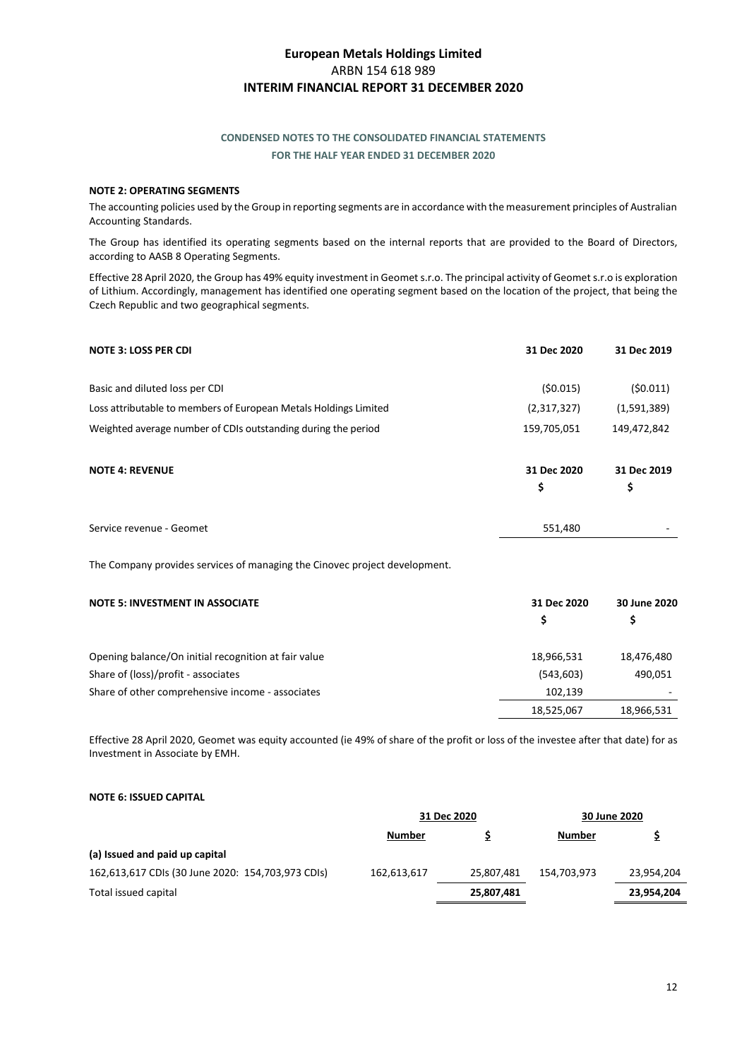# European Metals Holdings Limited
ARBN 154 618 989
**INTERIM FINANCIAL REPORT 31 DECEMBER 2020**

## CONDENSED NOTES TO THE CONSOLIDATED FINANCIAL STATEMENTS
**FOR THE HALF YEAR ENDED 31 DECEMBER 2020**

### NOTE 2: OPERATING SEGMENTS

The accounting policies used by the Group in reporting segments are in accordance with the measurement principles of Australian Accounting Standards.

The Group has identified its operating segments based on the internal reports that are provided to the Board of Directors, according to AASB 8 Operating Segments.

Effective 28 April 2020, the Group has 49% equity investment in Geomet s.r.o. The principal activity of Geomet s.r.o is exploration of Lithium. Accordingly, management has identified one operating segment based on the location of the project, that being the Czech Republic and two geographical segments.

| **NOTE 3: LOSS PER CDI** | **31 Dec 2020** | **31 Dec 2019** |
|---|---|---|
| Basic and diluted loss per CDI | ($0.015) | ($0.011) |
| Loss attributable to members of European Metals Holdings Limited | (2,317,327) | (1,591,389) |
| Weighted average number of CDIs outstanding during the period | 159,705,051 | 149,472,842 |

| **NOTE 4: REVENUE** | **31 Dec 2020** | **31 Dec 2019** |
|---|---|---|
| | **$** | **$** |
| Service revenue - Geomet | 551,480 | - |

The Company provides services of managing the Cinovec project development.

| **NOTE 5: INVESTMENT IN ASSOCIATE** | **31 Dec 2020** | **30 June 2020** |
|---|---|---|
| | **$** | **$** |
| Opening balance/On initial recognition at fair value | 18,966,531 | 18,476,480 |
| Share of (loss)/profit - associates | (543,603) | 490,051 |
| Share of other comprehensive income - associates | 102,139 | - |
| | 18,525,067 | 18,966,531 |

Effective 28 April 2020, Geomet was equity accounted (ie 49% of share of the profit or loss of the investee after that date) for as Investment in Associate by EMH.

### NOTE 6: ISSUED CAPITAL

| | **31 Dec 2020** | | **30 June 2020** | |
|---|---|---|---|---|
| | **Number** | **$** | **Number** | **$** |
| **(a) Issued and paid up capital** | | | | |
| 162,613,617 CDIs (30 June 2020: 154,703,973 CDIs) | 162,613,617 | 25,807,481 | 154,703,973 | 23,954,204 |
| Total issued capital | | **25,807,481** | | **23,954,204** |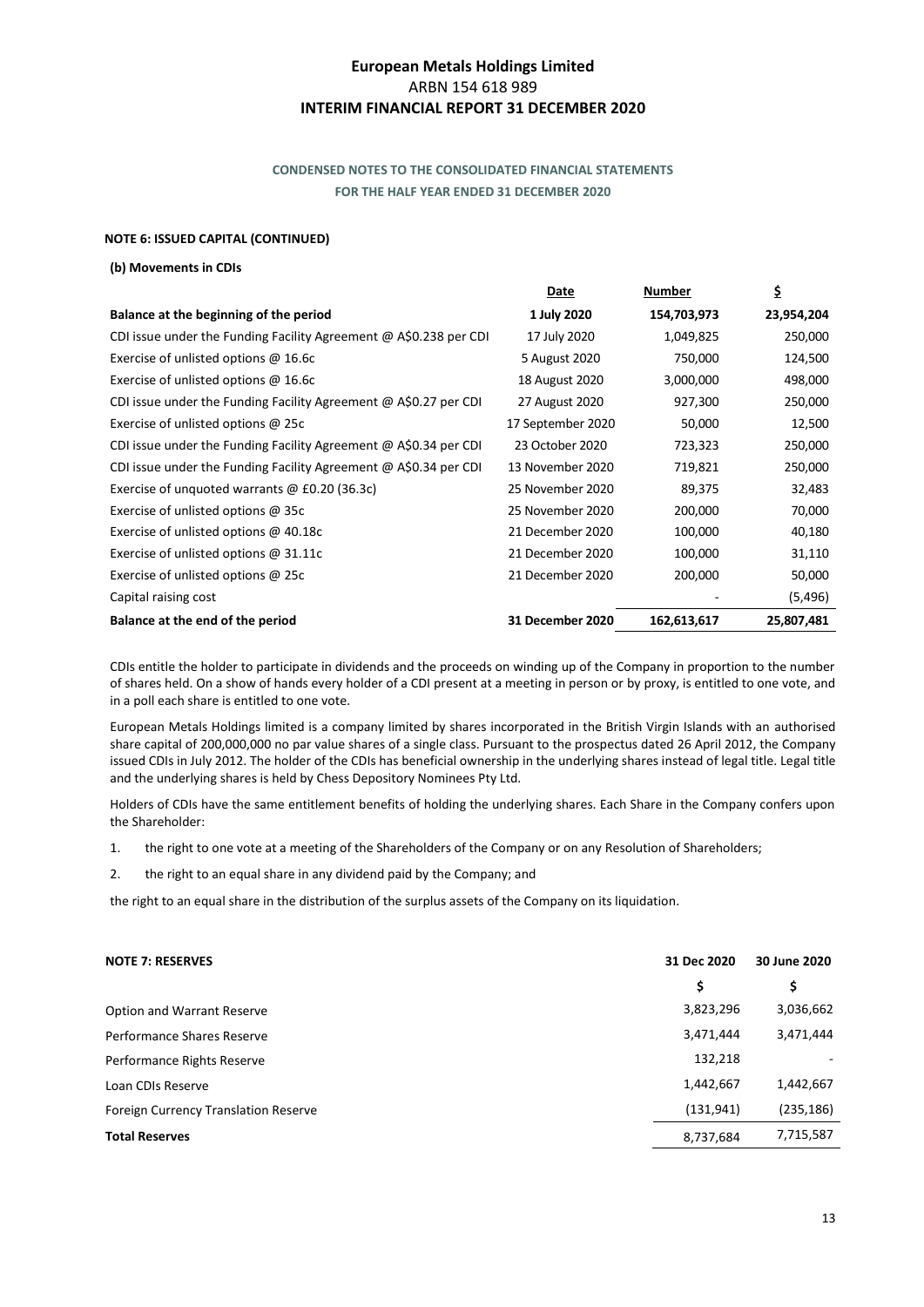## CONDENSED NOTES TO THE CONSOLIDATED FINANCIAL STATEMENTS
## FOR THE HALF YEAR ENDED 31 DECEMBER 2020

### NOTE 6: ISSUED CAPITAL (CONTINUED)

**(b) Movements in CDIs**

| | Date | Number | $ |
|---|---|---|---|
| **Balance at the beginning of the period** | **1 July 2020** | **154,703,973** | **23,954,204** |
| CDI issue under the Funding Facility Agreement @ A$0.238 per CDI | 17 July 2020 | 1,049,825 | 250,000 |
| Exercise of unlisted options @ 16.6c | 5 August 2020 | 750,000 | 124,500 |
| Exercise of unlisted options @ 16.6c | 18 August 2020 | 3,000,000 | 498,000 |
| CDI issue under the Funding Facility Agreement @ A$0.27 per CDI | 27 August 2020 | 927,300 | 250,000 |
| Exercise of unlisted options @ 25c | 17 September 2020 | 50,000 | 12,500 |
| CDI issue under the Funding Facility Agreement @ A$0.34 per CDI | 23 October 2020 | 723,323 | 250,000 |
| CDI issue under the Funding Facility Agreement @ A$0.34 per CDI | 13 November 2020 | 719,821 | 250,000 |
| Exercise of unquoted warrants @ £0.20 (36.3c) | 25 November 2020 | 89,375 | 32,483 |
| Exercise of unlisted options @ 35c | 25 November 2020 | 200,000 | 70,000 |
| Exercise of unlisted options @ 40.18c | 21 December 2020 | 100,000 | 40,180 |
| Exercise of unlisted options @ 31.11c | 21 December 2020 | 100,000 | 31,110 |
| Exercise of unlisted options @ 25c | 21 December 2020 | 200,000 | 50,000 |
| Capital raising cost | | - | (5,496) |
| **Balance at the end of the period** | **31 December 2020** | **162,613,617** | **25,807,481** |

CDIs entitle the holder to participate in dividends and the proceeds on winding up of the Company in proportion to the number of shares held. On a show of hands every holder of a CDI present at a meeting in person or by proxy, is entitled to one vote, and in a poll each share is entitled to one vote.

European Metals Holdings limited is a company limited by shares incorporated in the British Virgin Islands with an authorised share capital of 200,000,000 no par value shares of a single class. Pursuant to the prospectus dated 26 April 2012, the Company issued CDIs in July 2012. The holder of the CDIs has beneficial ownership in the underlying shares instead of legal title. Legal title and the underlying shares is held by Chess Depository Nominees Pty Ltd.

Holders of CDIs have the same entitlement benefits of holding the underlying shares. Each Share in the Company confers upon the Shareholder:

1. the right to one vote at a meeting of the Shareholders of the Company or on any Resolution of Shareholders;
2. the right to an equal share in any dividend paid by the Company; and

the right to an equal share in the distribution of the surplus assets of the Company on its liquidation.

### NOTE 7: RESERVES

| | 31 Dec 2020 | 30 June 2020 |
|---|---|---|
| | $ | $ |
| Option and Warrant Reserve | 3,823,296 | 3,036,662 |
| Performance Shares Reserve | 3,471,444 | 3,471,444 |
| Performance Rights Reserve | 132,218 | - |
| Loan CDIs Reserve | 1,442,667 | 1,442,667 |
| Foreign Currency Translation Reserve | (131,941) | (235,186) |
| **Total Reserves** | 8,737,684 | 7,715,587 |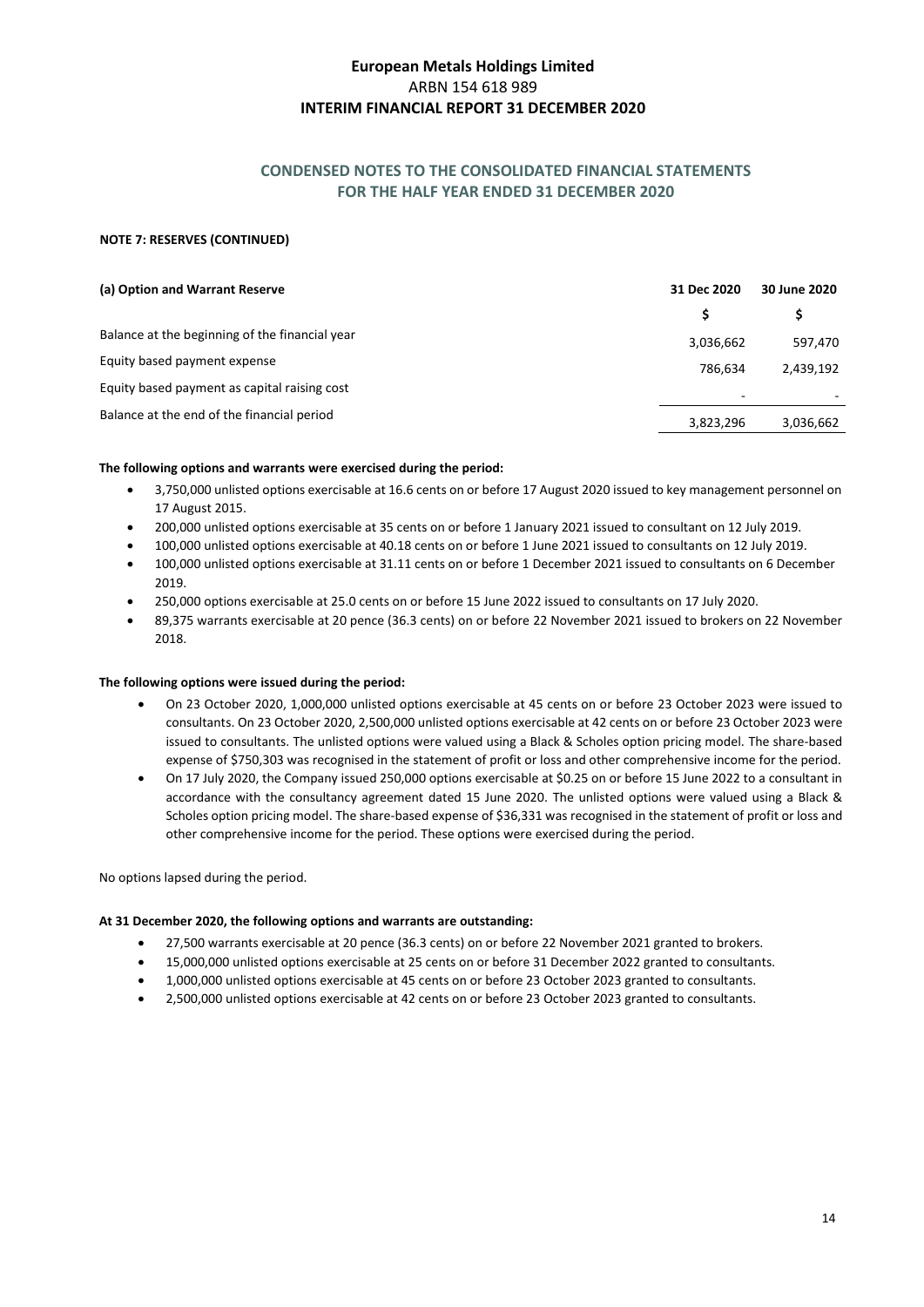# CONDENSED NOTES TO THE CONSOLIDATED FINANCIAL STATEMENTS FOR THE HALF YEAR ENDED 31 DECEMBER 2020

**NOTE 7: RESERVES (CONTINUED)**

| (a) Option and Warrant Reserve | 31 Dec 2020 | 30 June 2020 |
|---|---|---|
| | $ | $ |
| Balance at the beginning of the financial year | 3,036,662 | 597,470 |
| Equity based payment expense | 786,634 | 2,439,192 |
| Equity based payment as capital raising cost | - | - |
| Balance at the end of the financial period | 3,823,296 | 3,036,662 |

**The following options and warrants were exercised during the period:**

- 3,750,000 unlisted options exercisable at 16.6 cents on or before 17 August 2020 issued to key management personnel on 17 August 2015.
- 200,000 unlisted options exercisable at 35 cents on or before 1 January 2021 issued to consultant on 12 July 2019.
- 100,000 unlisted options exercisable at 40.18 cents on or before 1 June 2021 issued to consultants on 12 July 2019.
- 100,000 unlisted options exercisable at 31.11 cents on or before 1 December 2021 issued to consultants on 6 December 2019.
- 250,000 options exercisable at 25.0 cents on or before 15 June 2022 issued to consultants on 17 July 2020.
- 89,375 warrants exercisable at 20 pence (36.3 cents) on or before 22 November 2021 issued to brokers on 22 November 2018.

**The following options were issued during the period:**

- On 23 October 2020, 1,000,000 unlisted options exercisable at 45 cents on or before 23 October 2023 were issued to consultants. On 23 October 2020, 2,500,000 unlisted options exercisable at 42 cents on or before 23 October 2023 were issued to consultants. The unlisted options were valued using a Black & Scholes option pricing model. The share-based expense of $750,303 was recognised in the statement of profit or loss and other comprehensive income for the period.
- On 17 July 2020, the Company issued 250,000 options exercisable at $0.25 on or before 15 June 2022 to a consultant in accordance with the consultancy agreement dated 15 June 2020. The unlisted options were valued using a Black & Scholes option pricing model. The share-based expense of $36,331 was recognised in the statement of profit or loss and other comprehensive income for the period. These options were exercised during the period.

No options lapsed during the period.

**At 31 December 2020, the following options and warrants are outstanding:**

- 27,500 warrants exercisable at 20 pence (36.3 cents) on or before 22 November 2021 granted to brokers.
- 15,000,000 unlisted options exercisable at 25 cents on or before 31 December 2022 granted to consultants.
- 1,000,000 unlisted options exercisable at 45 cents on or before 23 October 2023 granted to consultants.
- 2,500,000 unlisted options exercisable at 42 cents on or before 23 October 2023 granted to consultants.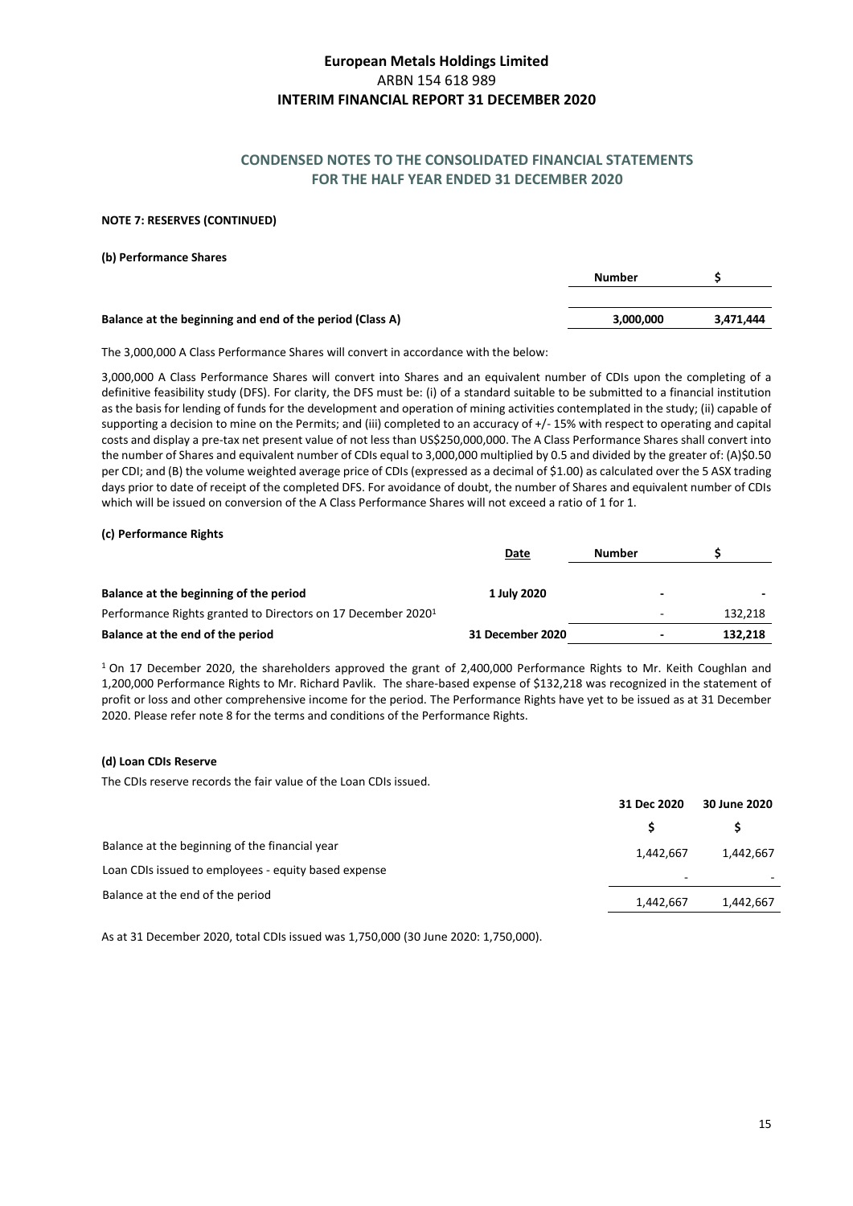# CONDENSED NOTES TO THE CONSOLIDATED FINANCIAL STATEMENTS FOR THE HALF YEAR ENDED 31 DECEMBER 2020

**NOTE 7: RESERVES (CONTINUED)**

**(b) Performance Shares**

| | Number | $ |
|---|---|---|
| **Balance at the beginning and end of the period (Class A)** | **3,000,000** | **3,471,444** |

The 3,000,000 A Class Performance Shares will convert in accordance with the below:

3,000,000 A Class Performance Shares will convert into Shares and an equivalent number of CDIs upon the completing of a definitive feasibility study (DFS). For clarity, the DFS must be: (i) of a standard suitable to be submitted to a financial institution as the basis for lending of funds for the development and operation of mining activities contemplated in the study; (ii) capable of supporting a decision to mine on the Permits; and (iii) completed to an accuracy of +/- 15% with respect to operating and capital costs and display a pre-tax net present value of not less than US$250,000,000. The A Class Performance Shares shall convert into the number of Shares and equivalent number of CDIs equal to 3,000,000 multiplied by 0.5 and divided by the greater of: (A)$0.50 per CDI; and (B) the volume weighted average price of CDIs (expressed as a decimal of $1.00) as calculated over the 5 ASX trading days prior to date of receipt of the completed DFS. For avoidance of doubt, the number of Shares and equivalent number of CDIs which will be issued on conversion of the A Class Performance Shares will not exceed a ratio of 1 for 1.

**(c) Performance Rights**

| | Date | Number | $ |
|---|---|---|---|
| **Balance at the beginning of the period** | **1 July 2020** | **-** | **-** |
| Performance Rights granted to Directors on 17 December 2020[1] | | - | 132,218 |
| **Balance at the end of the period** | **31 December 2020** | **-** | **132,218** |

[1] On 17 December 2020, the shareholders approved the grant of 2,400,000 Performance Rights to Mr. Keith Coughlan and 1,200,000 Performance Rights to Mr. Richard Pavlik. The share-based expense of $132,218 was recognized in the statement of profit or loss and other comprehensive income for the period. The Performance Rights have yet to be issued as at 31 December 2020. Please refer note 8 for the terms and conditions of the Performance Rights.

**(d) Loan CDIs Reserve**

The CDIs reserve records the fair value of the Loan CDIs issued.

| | 31 Dec 2020 | 30 June 2020 |
|---|---|---|
| | $ | $ |
| Balance at the beginning of the financial year | 1,442,667 | 1,442,667 |
| Loan CDIs issued to employees - equity based expense | - | - |
| Balance at the end of the period | 1,442,667 | 1,442,667 |

As at 31 December 2020, total CDIs issued was 1,750,000 (30 June 2020: 1,750,000).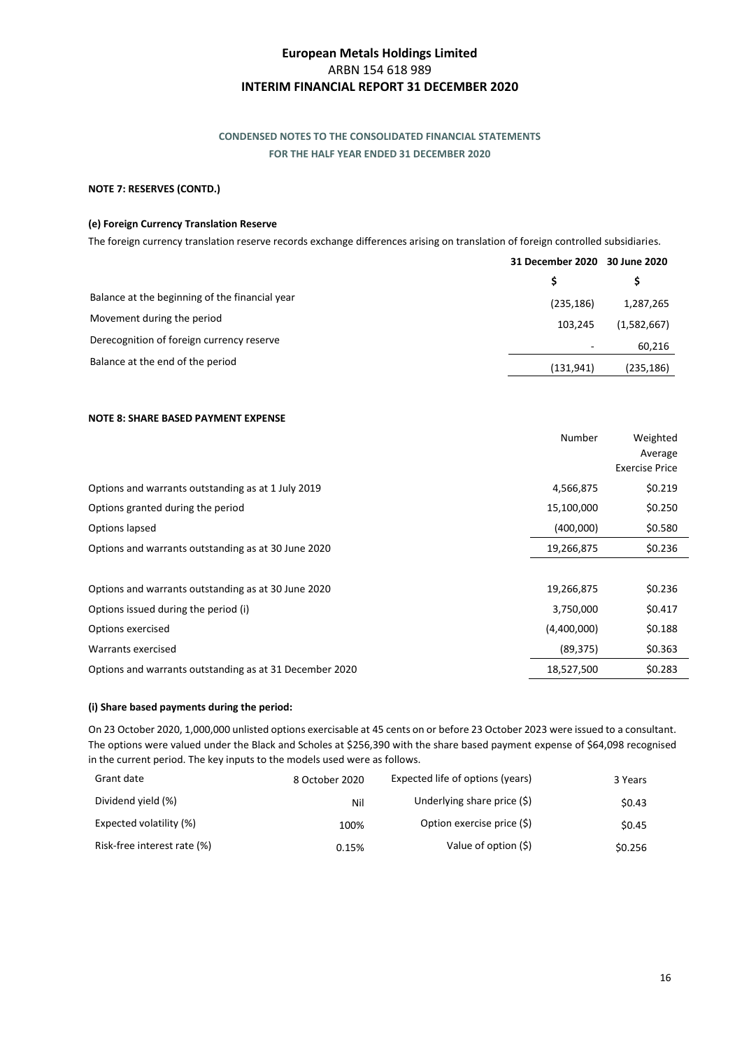**CONDENSED NOTES TO THE CONSOLIDATED FINANCIAL STATEMENTS**
**FOR THE HALF YEAR ENDED 31 DECEMBER 2020**

**NOTE 7: RESERVES (CONTD.)**

**(e) Foreign Currency Translation Reserve**

The foreign currency translation reserve records exchange differences arising on translation of foreign controlled subsidiaries.

| | 31 December 2020 | 30 June 2020 |
|---|---|---|
| | $ | $ |
| Balance at the beginning of the financial year | (235,186) | 1,287,265 |
| Movement during the period | 103,245 | (1,582,667) |
| Derecognition of foreign currency reserve | - | 60,216 |
| Balance at the end of the period | (131,941) | (235,186) |

**NOTE 8: SHARE BASED PAYMENT EXPENSE**

| | Number | Weighted Average Exercise Price |
|---|---|---|
| Options and warrants outstanding as at 1 July 2019 | 4,566,875 | $0.219 |
| Options granted during the period | 15,100,000 | $0.250 |
| Options lapsed | (400,000) | $0.580 |
| Options and warrants outstanding as at 30 June 2020 | 19,266,875 | $0.236 |
| | | |
| Options and warrants outstanding as at 30 June 2020 | 19,266,875 | $0.236 |
| Options issued during the period (i) | 3,750,000 | $0.417 |
| Options exercised | (4,400,000) | $0.188 |
| Warrants exercised | (89,375) | $0.363 |
| Options and warrants outstanding as at 31 December 2020 | 18,527,500 | $0.283 |

**(i) Share based payments during the period:**

On 23 October 2020, 1,000,000 unlisted options exercisable at 45 cents on or before 23 October 2023 were issued to a consultant. The options were valued under the Black and Scholes at $256,390 with the share based payment expense of $64,098 recognised in the current period. The key inputs to the models used were as follows.

| | | | |
|---|---|---|---|
| Grant date | 8 October 2020 | Expected life of options (years) | 3 Years |
| Dividend yield (%) | Nil | Underlying share price ($) | $0.43 |
| Expected volatility (%) | 100% | Option exercise price ($) | $0.45 |
| Risk-free interest rate (%) | 0.15% | Value of option ($) | $0.256 |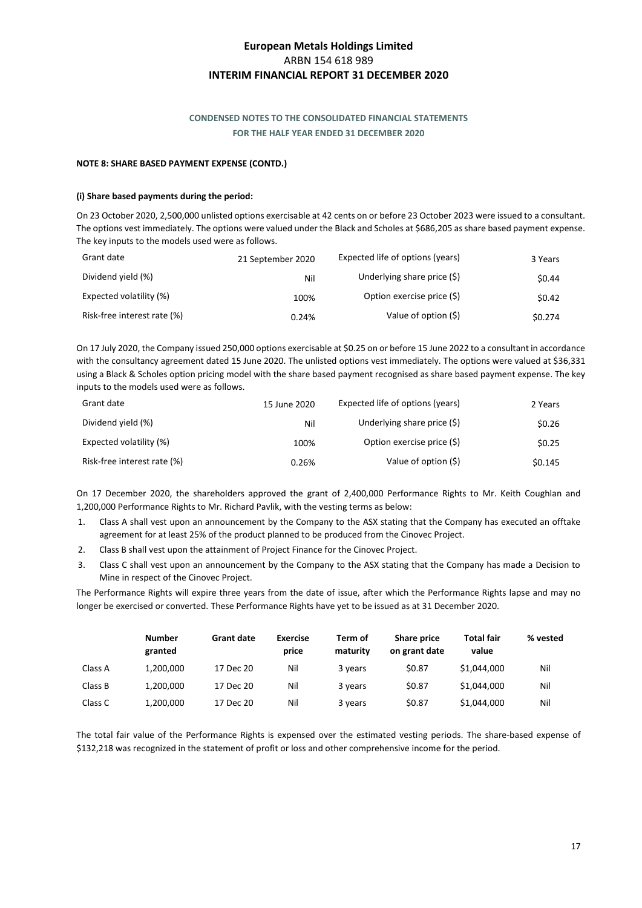**CONDENSED NOTES TO THE CONSOLIDATED FINANCIAL STATEMENTS**
**FOR THE HALF YEAR ENDED 31 DECEMBER 2020**

**NOTE 8: SHARE BASED PAYMENT EXPENSE (CONTD.)**

**(i) Share based payments during the period:**

On 23 October 2020, 2,500,000 unlisted options exercisable at 42 cents on or before 23 October 2023 were issued to a consultant. The options vest immediately. The options were valued under the Black and Scholes at $686,205 as share based payment expense. The key inputs to the models used were as follows.

| | | | |
|---|---|---|---|
| Grant date | 21 September 2020 | Expected life of options (years) | 3 Years |
| Dividend yield (%) | Nil | Underlying share price ($) | $0.44 |
| Expected volatility (%) | 100% | Option exercise price ($) | $0.42 |
| Risk-free interest rate (%) | 0.24% | Value of option ($) | $0.274 |

On 17 July 2020, the Company issued 250,000 options exercisable at $0.25 on or before 15 June 2022 to a consultant in accordance with the consultancy agreement dated 15 June 2020. The unlisted options vest immediately. The options were valued at $36,331 using a Black & Scholes option pricing model with the share based payment recognised as share based payment expense. The key inputs to the models used were as follows.

| | | | |
|---|---|---|---|
| Grant date | 15 June 2020 | Expected life of options (years) | 2 Years |
| Dividend yield (%) | Nil | Underlying share price ($) | $0.26 |
| Expected volatility (%) | 100% | Option exercise price ($) | $0.25 |
| Risk-free interest rate (%) | 0.26% | Value of option ($) | $0.145 |

On 17 December 2020, the shareholders approved the grant of 2,400,000 Performance Rights to Mr. Keith Coughlan and 1,200,000 Performance Rights to Mr. Richard Pavlik, with the vesting terms as below:

1. Class A shall vest upon an announcement by the Company to the ASX stating that the Company has executed an offtake agreement for at least 25% of the product planned to be produced from the Cinovec Project.
2. Class B shall vest upon the attainment of Project Finance for the Cinovec Project.
3. Class C shall vest upon an announcement by the Company to the ASX stating that the Company has made a Decision to Mine in respect of the Cinovec Project.

The Performance Rights will expire three years from the date of issue, after which the Performance Rights lapse and may no longer be exercised or converted. These Performance Rights have yet to be issued as at 31 December 2020.

| | Number granted | Grant date | Exercise price | Term of maturity | Share price on grant date | Total fair value | % vested |
|---|---|---|---|---|---|---|---|
| Class A | 1,200,000 | 17 Dec 20 | Nil | 3 years | $0.87 | $1,044,000 | Nil |
| Class B | 1,200,000 | 17 Dec 20 | Nil | 3 years | $0.87 | $1,044,000 | Nil |
| Class C | 1,200,000 | 17 Dec 20 | Nil | 3 years | $0.87 | $1,044,000 | Nil |

The total fair value of the Performance Rights is expensed over the estimated vesting periods. The share-based expense of $132,218 was recognized in the statement of profit or loss and other comprehensive income for the period.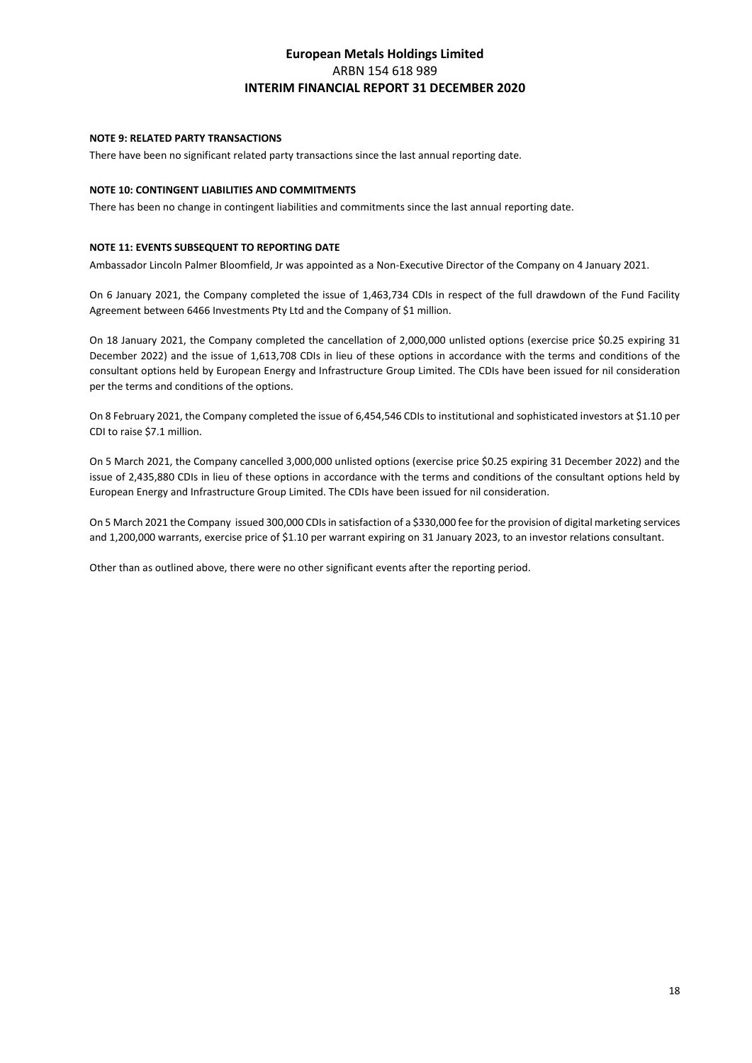#### NOTE 9: RELATED PARTY TRANSACTIONS

There have been no significant related party transactions since the last annual reporting date.

#### NOTE 10: CONTINGENT LIABILITIES AND COMMITMENTS

There has been no change in contingent liabilities and commitments since the last annual reporting date.

#### NOTE 11: EVENTS SUBSEQUENT TO REPORTING DATE

Ambassador Lincoln Palmer Bloomfield, Jr was appointed as a Non-Executive Director of the Company on 4 January 2021.

On 6 January 2021, the Company completed the issue of 1,463,734 CDIs in respect of the full drawdown of the Fund Facility Agreement between 6466 Investments Pty Ltd and the Company of $1 million.

On 18 January 2021, the Company completed the cancellation of 2,000,000 unlisted options (exercise price $0.25 expiring 31 December 2022) and the issue of 1,613,708 CDIs in lieu of these options in accordance with the terms and conditions of the consultant options held by European Energy and Infrastructure Group Limited. The CDIs have been issued for nil consideration per the terms and conditions of the options.

On 8 February 2021, the Company completed the issue of 6,454,546 CDIs to institutional and sophisticated investors at $1.10 per CDI to raise $7.1 million.

On 5 March 2021, the Company cancelled 3,000,000 unlisted options (exercise price $0.25 expiring 31 December 2022) and the issue of 2,435,880 CDIs in lieu of these options in accordance with the terms and conditions of the consultant options held by European Energy and Infrastructure Group Limited. The CDIs have been issued for nil consideration.

On 5 March 2021 the Company issued 300,000 CDIs in satisfaction of a $330,000 fee for the provision of digital marketing services and 1,200,000 warrants, exercise price of $1.10 per warrant expiring on 31 January 2023, to an investor relations consultant.

Other than as outlined above, there were no other significant events after the reporting period.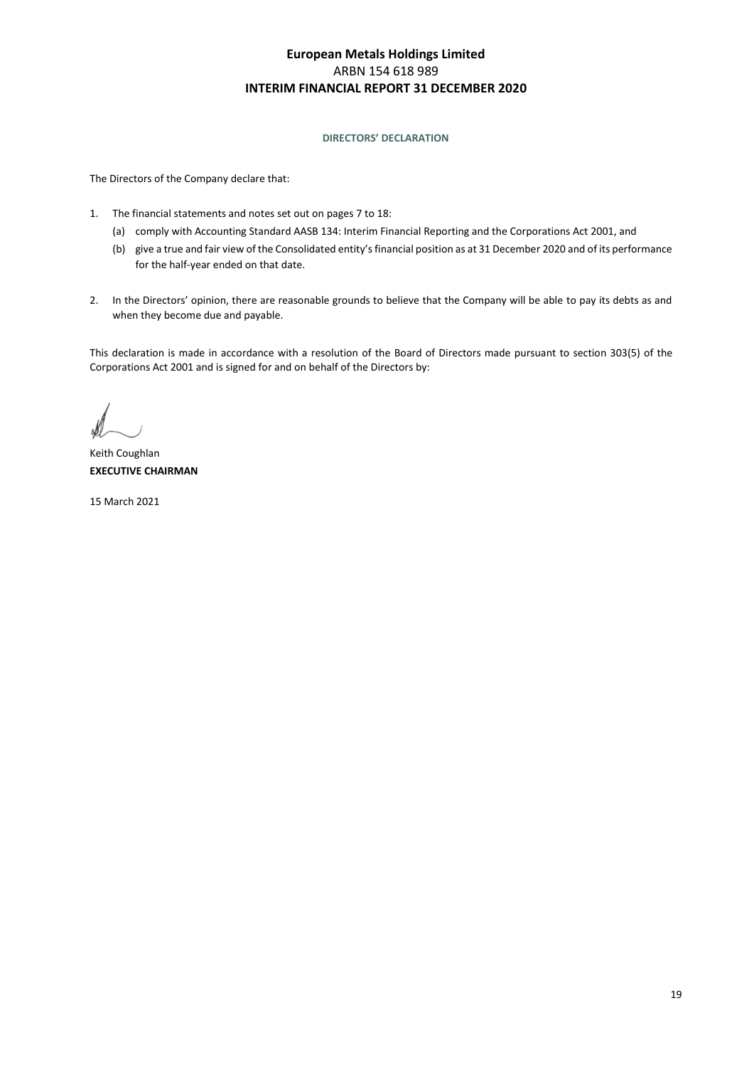# DIRECTORS' DECLARATION

The Directors of the Company declare that:

1. The financial statements and notes set out on pages 7 to 18:
   - (a) comply with Accounting Standard AASB 134: Interim Financial Reporting and the Corporations Act 2001, and
   - (b) give a true and fair view of the Consolidated entity's financial position as at 31 December 2020 and of its performance for the half-year ended on that date.

2. In the Directors' opinion, there are reasonable grounds to believe that the Company will be able to pay its debts as and when they become due and payable.

This declaration is made in accordance with a resolution of the Board of Directors made pursuant to section 303(5) of the Corporations Act 2001 and is signed for and on behalf of the Directors by:

Keith Coughlan
**EXECUTIVE CHAIRMAN**

15 March 2021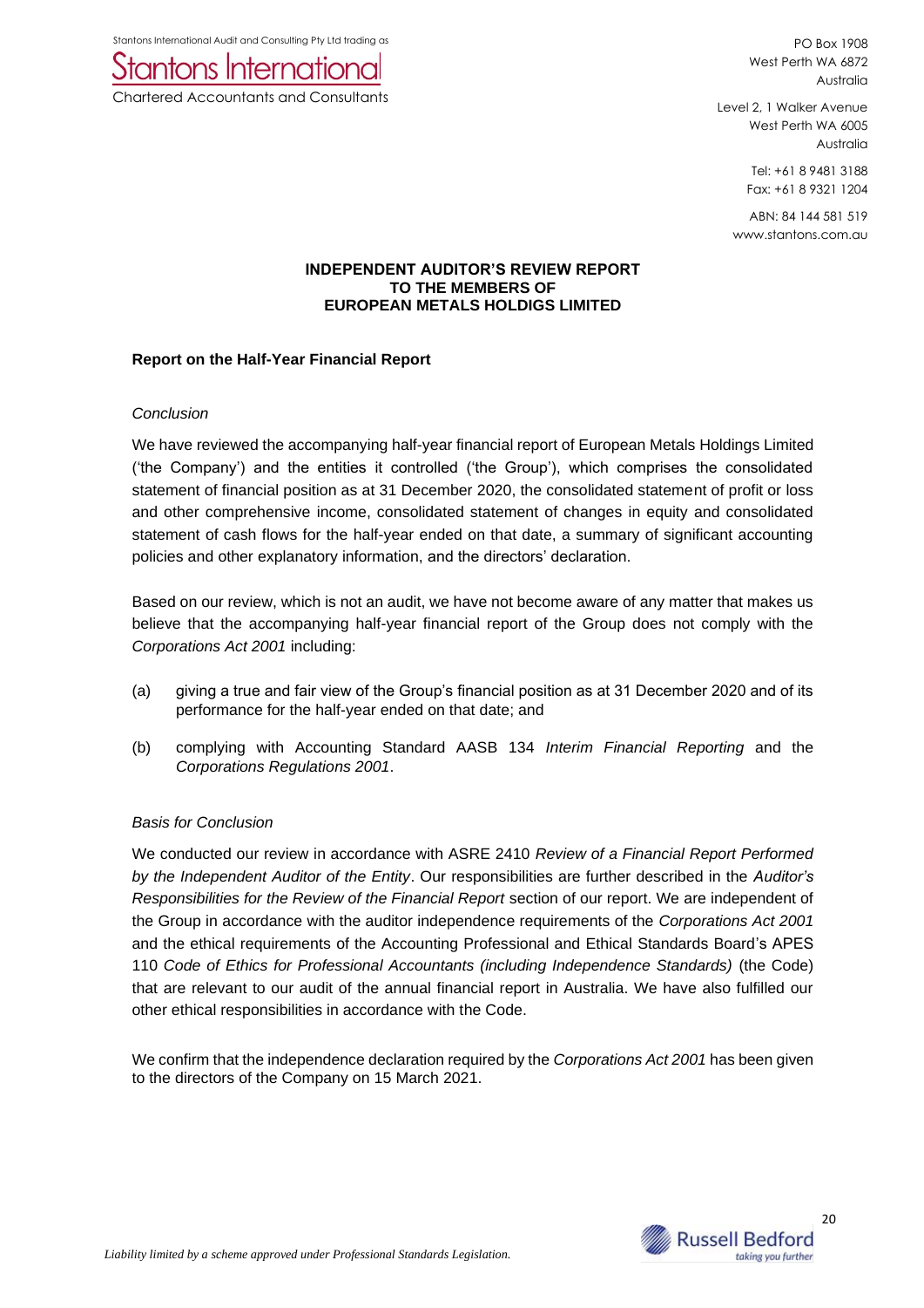Stantons International Audit and Consulting Pty Ltd trading as

Stantons International
Chartered Accountants and Consultants

PO Box 1908
West Perth WA 6872
Australia

Level 2, 1 Walker Avenue
West Perth WA 6005
Australia

Tel: +61 8 9481 3188
Fax: +61 8 9321 1204

ABN: 84 144 581 519
www.stantons.com.au

**INDEPENDENT AUDITOR'S REVIEW REPORT**
**TO THE MEMBERS OF**
**EUROPEAN METALS HOLDIGS LIMITED**

**Report on the Half-Year Financial Report**

*Conclusion*

We have reviewed the accompanying half-year financial report of European Metals Holdings Limited ('the Company') and the entities it controlled ('the Group'), which comprises the consolidated statement of financial position as at 31 December 2020, the consolidated statement of profit or loss and other comprehensive income, consolidated statement of changes in equity and consolidated statement of cash flows for the half-year ended on that date, a summary of significant accounting policies and other explanatory information, and the directors' declaration.

Based on our review, which is not an audit, we have not become aware of any matter that makes us believe that the accompanying half-year financial report of the Group does not comply with the *Corporations Act 2001* including:

(a) giving a true and fair view of the Group's financial position as at 31 December 2020 and of its performance for the half-year ended on that date; and

(b) complying with Accounting Standard AASB 134 *Interim Financial Reporting* and the *Corporations Regulations 2001*.

*Basis for Conclusion*

We conducted our review in accordance with ASRE 2410 *Review of a Financial Report Performed by the Independent Auditor of the Entity*. Our responsibilities are further described in the *Auditor's Responsibilities for the Review of the Financial Report* section of our report. We are independent of the Group in accordance with the auditor independence requirements of the *Corporations Act 2001* and the ethical requirements of the Accounting Professional and Ethical Standards Board's APES 110 *Code of Ethics for Professional Accountants (including Independence Standards)* (the Code) that are relevant to our audit of the annual financial report in Australia. We have also fulfilled our other ethical responsibilities in accordance with the Code.

We confirm that the independence declaration required by the *Corporations Act 2001* has been given to the directors of the Company on 15 March 2021.

*Liability limited by a scheme approved under Professional Standards Legislation.*

Russell Bedford
taking you further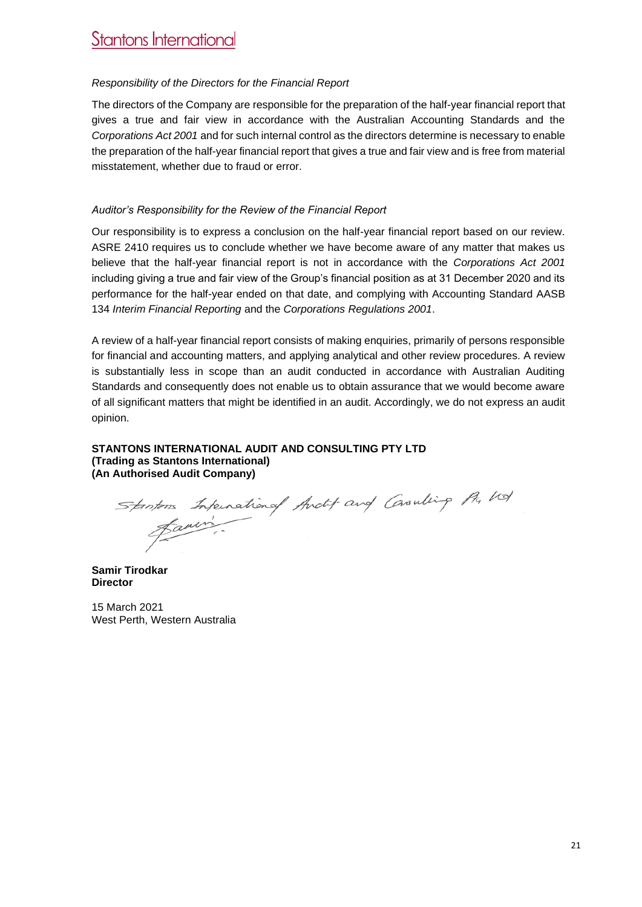*Responsibility of the Directors for the Financial Report*

The directors of the Company are responsible for the preparation of the half-year financial report that gives a true and fair view in accordance with the Australian Accounting Standards and the *Corporations Act 2001* and for such internal control as the directors determine is necessary to enable the preparation of the half-year financial report that gives a true and fair view and is free from material misstatement, whether due to fraud or error.

*Auditor's Responsibility for the Review of the Financial Report*

Our responsibility is to express a conclusion on the half-year financial report based on our review. ASRE 2410 requires us to conclude whether we have become aware of any matter that makes us believe that the half-year financial report is not in accordance with the *Corporations Act 2001* including giving a true and fair view of the Group's financial position as at 31 December 2020 and its performance for the half-year ended on that date, and complying with Accounting Standard AASB 134 *Interim Financial Reporting* and the *Corporations Regulations 2001*.

A review of a half-year financial report consists of making enquiries, primarily of persons responsible for financial and accounting matters, and applying analytical and other review procedures. A review is substantially less in scope than an audit conducted in accordance with Australian Auditing Standards and consequently does not enable us to obtain assurance that we would become aware of all significant matters that might be identified in an audit. Accordingly, we do not express an audit opinion.

**STANTONS INTERNATIONAL AUDIT AND CONSULTING PTY LTD**
**(Trading as Stantons International)**
**(An Authorised Audit Company)**

Stantons International Audit and Consulting Pty Ltd

**Samir Tirodkar**
**Director**

15 March 2021
West Perth, Western Australia